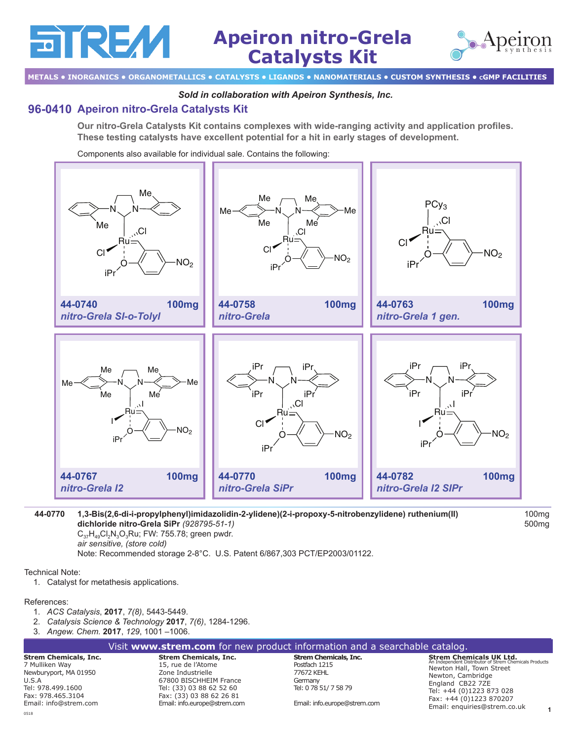# Apeiron nitro-Grela Catalysts Kit

METALS • INORGANICS • ORGANOMETALLICS • CATALYSTS • LIGANDS • NANOMATERIALS • CUSTOM SYNTHESIS • cGMP FACILITIES

*Sold in collaboration with Apeiron Synthesis, Inc.*

## 96-0410 Apeiron nitro-Grela Catalysts Kit

**Our nitro-Grela Catalysts Kit contains complexes with wide-ranging activity and application profiles. These testing catalysts have excellent potential for a hit in early stages of development.**

Components also available for individual sale. Contains the following:

| Catalog # | Name | Size |
|---|---|---|
| 44-0740 | *nitro-Grela SI-o-Tolyl* | 100mg |
| 44-0758 | *nitro-Grela* | 100mg |
| 44-0763 | *nitro-Grela 1 gen.* | 100mg |
| 44-0767 | *nitro-Grela I2* | 100mg |
| 44-0770 | *nitro-Grela SiPr* | 100mg |
| 44-0782 | *nitro-Grela I2 SIPr* | 100mg |

**44-0770** **1,3-Bis(2,6-di-i-propylphenyl)imidazolidin-2-ylidene)(2-i-propoxy-5-nitrobenzylidene) ruthenium(II) dichloride nitro-Grela SiPr** *(928795-51-1)* — 100mg, 500mg

$C_{37}H_{49}Cl_2N_3O_3Ru$; FW: 755.78; green pwdr.

*air sensitive, (store cold)*

Note: Recommended storage 2-8°C. U.S. Patent 6/867,303 PCT/EP2003/01122.

Technical Note:

1. Catalyst for metathesis applications.

References:

1. *ACS Catalysis*, **2017**, *7(8)*, 5443-5449.
2. *Catalysis Science & Technology* **2017**, *7(6)*, 1284-1296.
3. *Angew. Chem.* **2017**, *129*, 1001 –1006.

Visit **www.strem.com** for new product information and a searchable catalog.

**Strem Chemicals, Inc.**
7 Mulliken Way
Newburyport, MA 01950
U.S.A
Tel: 978.499.1600
Fax: 978.465.3104
Email: info@strem.com

**Strem Chemicals, Inc.**
15, rue de l'Atome
Zone Industrielle
67800 BISCHHEIM France
Tel: (33) 03 88 62 52 60
Fax: (33) 03 88 62 26 81
Email: info.europe@strem.com

**Strem Chemicals, Inc.**
Postfach 1215
77672 KEHL
Germany
Tel: 0 78 51/ 7 58 79
Email: info.europe@strem.com

**Strem Chemicals UK Ltd.**
An Independent Distributor of Strem Chemicals Products
Newton Hall, Town Street
Newton, Cambridge
England CB22 7ZE
Tel: +44 (0)1223 873 028
Fax: +44 (0)1223 870207
Email: enquiries@strem.co.uk

0518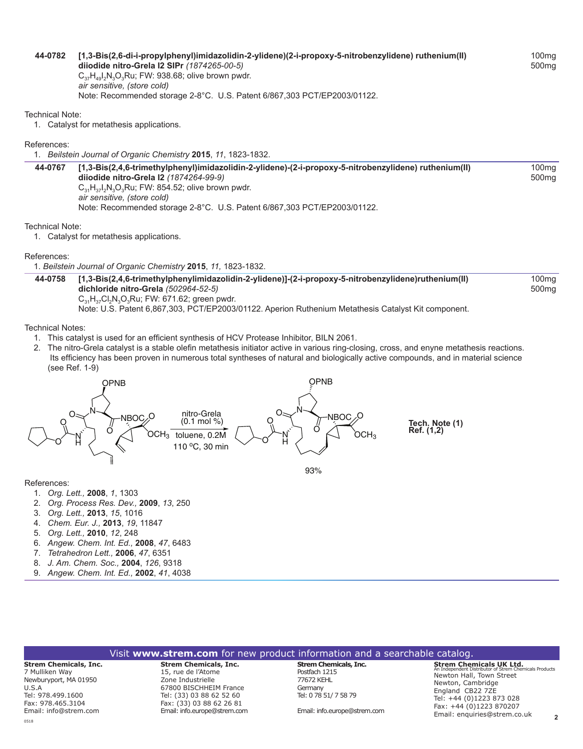**44-0782** **[1,3-Bis(2,6-di-i-propylphenyl)imidazolidin-2-ylidene)(2-i-propoxy-5-nitrobenzylidene) ruthenium(II) diiodide nitro-Grela I2 SIPr** *(1874265-00-5)*
$C_{37}H_{49}I_2N_3O_3Ru$; FW: 938.68; olive brown pwdr.
*air sensitive, (store cold)*
Note: Recommended storage 2-8°C. U.S. Patent 6/867,303 PCT/EP2003/01122.

100mg
500mg

Technical Note:

1. Catalyst for metathesis applications.

References:

1. *Beilstein Journal of Organic Chemistry* **2015**, *11*, 1823-1832.

---

**44-0767** **[1,3-Bis(2,4,6-trimethylphenyl)imidazolidin-2-ylidene)-(2-i-propoxy-5-nitrobenzylidene) ruthenium(II) diiodide nitro-Grela I2** *(1874264-99-9)*
$C_{31}H_{37}I_2N_3O_3Ru$; FW: 854.52; olive brown pwdr.
*air sensitive, (store cold)*
Note: Recommended storage 2-8°C. U.S. Patent 6/867,303 PCT/EP2003/01122.

100mg
500mg

Technical Note:

1. Catalyst for metathesis applications.

References:

1. *Beilstein Journal of Organic Chemistry* **2015**, *11,* 1823-1832.

---

**44-0758** **[1,3-Bis(2,4,6-trimethylphenylimidazolidin-2-ylidene)]-(2-i-propoxy-5-nitrobenzylidene)ruthenium(II) dichloride nitro-Grela** *(502964-52-5)*
$C_{31}H_{37}Cl_2N_3O_3Ru$; FW: 671.62; green pwdr.
Note: U.S. Patent 6,867,303, PCT/EP2003/01122. Aperion Ruthenium Metathesis Catalyst Kit component.

100mg
500mg

Technical Notes:

1. This catalyst is used for an efficient synthesis of HCV Protease Inhibitor, BILN 2061.
2. The nitro-Grela catalyst is a stable olefin metathesis initiator active in various ring-closing, cross, and enyne metathesis reactions. Its efficiency has been proven in numerous total syntheses of natural and biologically active compounds, and in material science (see Ref. 1-9)

nitro-Grela (0.1 mol %), toluene, 0.2M, 110 °C, 30 min → 93%

**Tech. Note (1)**
**Ref. (1,2)**

References:

1. *Org. Lett.,* **2008**, *1*, 1303
2. *Org. Process Res. Dev.,* **2009**, *13*, 250
3. *Org. Lett.,* **2013**, *15*, 1016
4. *Chem. Eur. J.,* **2013**, *19*, 11847
5. *Org. Lett.,* **2010**, *12*, 248
6. *Angew. Chem. Int. Ed.,* **2008**, *47*, 6483
7. *Tetrahedron Lett.,* **2006**, *47*, 6351
8. *J. Am. Chem. Soc.,* **2004**, *126*, 9318
9. *Angew. Chem. Int. Ed.,* **2002**, *41*, 4038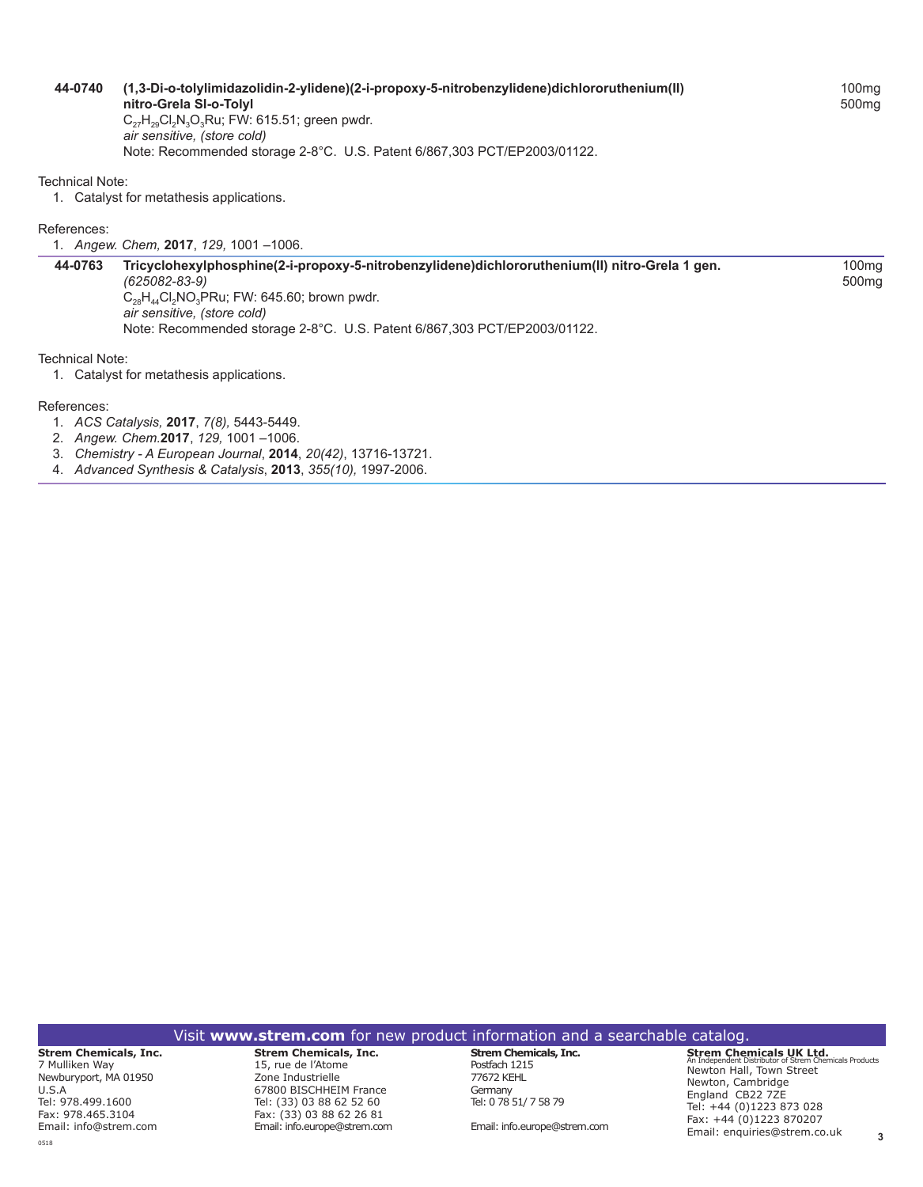**44-0740** **(1,3-Di-o-tolylimidazolidin-2-ylidene)(2-i-propoxy-5-nitrobenzylidene)dichlororuthenium(II) nitro-Grela SI-o-Tolyl**

$C_{27}H_{29}Cl_2N_3O_3Ru$; FW: 615.51; green pwdr.
*air sensitive, (store cold)*
Note: Recommended storage 2-8°C. U.S. Patent 6/867,303 PCT/EP2003/01122.

100mg
500mg

Technical Note:

1. Catalyst for metathesis applications.

References:

1. *Angew. Chem,* **2017**, *129,* 1001 –1006.

---

**44-0763** **Tricyclohexylphosphine(2-i-propoxy-5-nitrobenzylidene)dichlororuthenium(II) nitro-Grela 1 gen.**
*(625082-83-9)*
$C_{28}H_{44}Cl_2NO_3PRu$; FW: 645.60; brown pwdr.
*air sensitive, (store cold)*
Note: Recommended storage 2-8°C. U.S. Patent 6/867,303 PCT/EP2003/01122.

100mg
500mg

Technical Note:

1. Catalyst for metathesis applications.

References:

1. *ACS Catalysis,* **2017**, *7(8),* 5443-5449.
2. *Angew. Chem.***2017**, *129,* 1001 –1006.
3. *Chemistry - A European Journal*, **2014**, *20(42)*, 13716-13721.
4. *Advanced Synthesis & Catalysis*, **2013**, *355(10),* 1997-2006.

---

Visit **www.strem.com** for new product information and a searchable catalog.

**Strem Chemicals, Inc.**
7 Mulliken Way
Newburyport, MA 01950
U.S.A
Tel: 978.499.1600
Fax: 978.465.3104
Email: info@strem.com

**Strem Chemicals, Inc.**
15, rue de l'Atome
Zone Industrielle
67800 BISCHHEIM France
Tel: (33) 03 88 62 52 60
Fax: (33) 03 88 62 26 81
Email: info.europe@strem.com

**Strem Chemicals, Inc.**
Postfach 1215
77672 KEHL
Germany
Tel: 0 78 51/ 7 58 79
Email: info.europe@strem.com

**Strem Chemicals UK Ltd.**
An Independent Distributor of Strem Chemicals Products
Newton Hall, Town Street
Newton, Cambridge
England CB22 7ZE
Tel: +44 (0)1223 873 028
Fax: +44 (0)1223 870207
Email: enquiries@strem.co.uk

0518